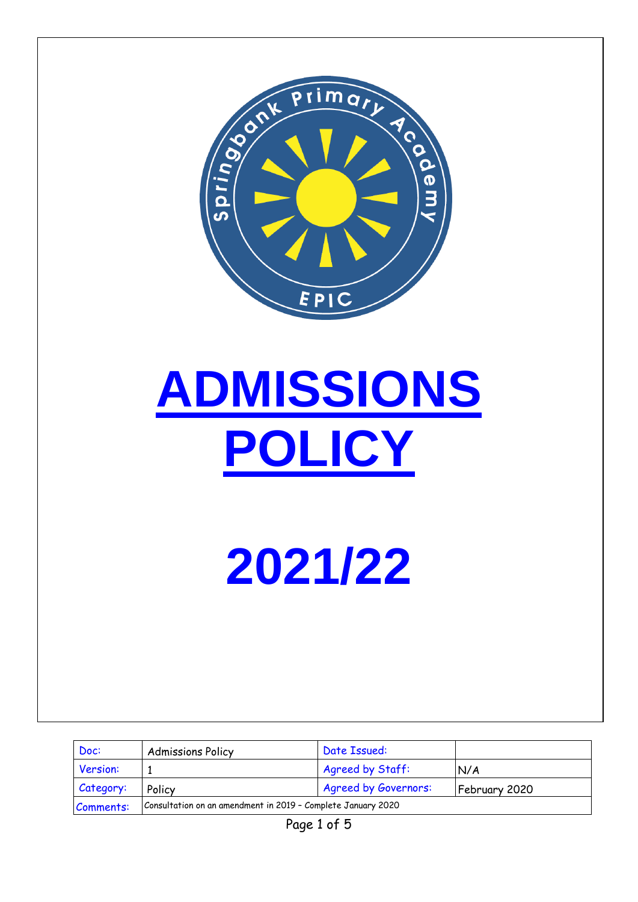# ADMISSIONS POLICY

# 2021/22

| Doc: | Admissions Policy | Date Issued: | |
|---|---|---|---|
| Version: | 1 | Agreed by Staff: | N/A |
| Category: | Policy | Agreed by Governors: | February 2020 |
| Comments: | Consultation on an amendment in 2019 – Complete January 2020 | | |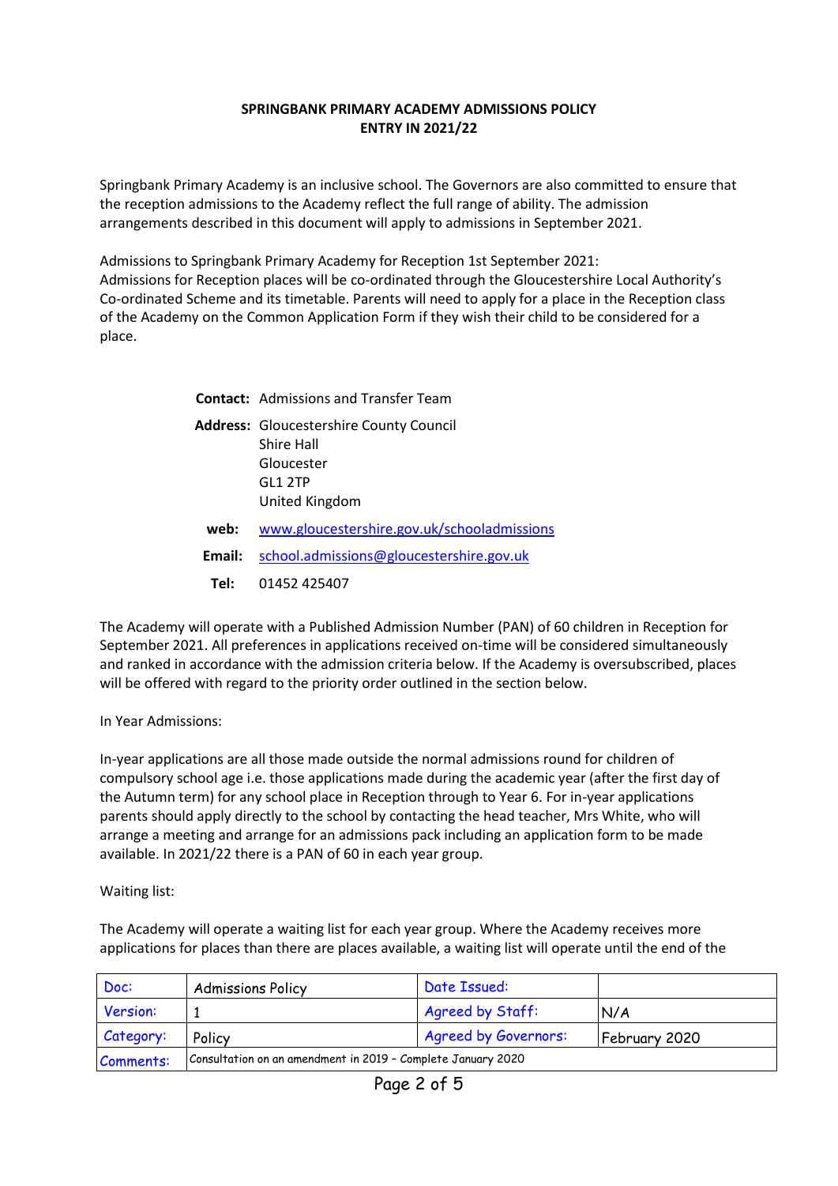**SPRINGBANK PRIMARY ACADEMY ADMISSIONS POLICY**
**ENTRY IN 2021/22**

Springbank Primary Academy is an inclusive school. The Governors are also committed to ensure that the reception admissions to the Academy reflect the full range of ability. The admission arrangements described in this document will apply to admissions in September 2021.

Admissions to Springbank Primary Academy for Reception 1st September 2021:
Admissions for Reception places will be co-ordinated through the Gloucestershire Local Authority's Co-ordinated Scheme and its timetable. Parents will need to apply for a place in the Reception class of the Academy on the Common Application Form if they wish their child to be considered for a place.

**Contact:** Admissions and Transfer Team

**Address:** Gloucestershire County Council
Shire Hall
Gloucester
GL1 2TP
United Kingdom

**web:** www.gloucestershire.gov.uk/schooladmissions

**Email:** school.admissions@gloucestershire.gov.uk

**Tel:** 01452 425407

The Academy will operate with a Published Admission Number (PAN) of 60 children in Reception for September 2021. All preferences in applications received on-time will be considered simultaneously and ranked in accordance with the admission criteria below. If the Academy is oversubscribed, places will be offered with regard to the priority order outlined in the section below.

In Year Admissions:

In-year applications are all those made outside the normal admissions round for children of compulsory school age i.e. those applications made during the academic year (after the first day of the Autumn term) for any school place in Reception through to Year 6. For in-year applications parents should apply directly to the school by contacting the head teacher, Mrs White, who will arrange a meeting and arrange for an admissions pack including an application form to be made available. In 2021/22 there is a PAN of 60 in each year group.

Waiting list:

The Academy will operate a waiting list for each year group. Where the Academy receives more applications for places than there are places available, a waiting list will operate until the end of the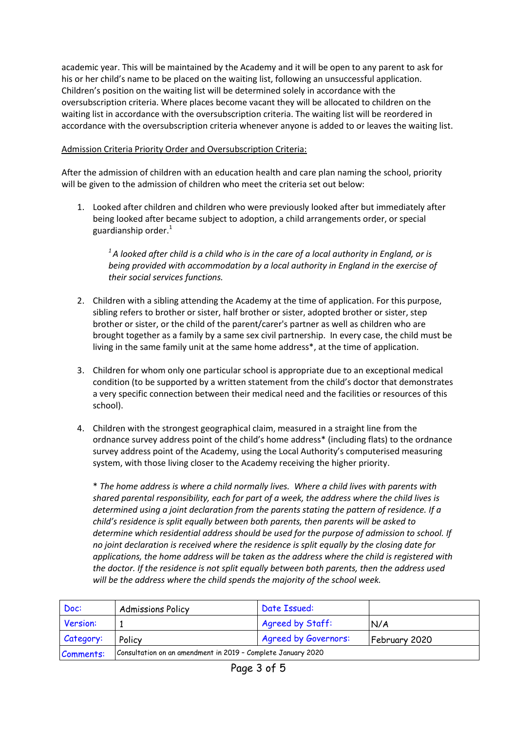academic year. This will be maintained by the Academy and it will be open to any parent to ask for his or her child's name to be placed on the waiting list, following an unsuccessful application. Children's position on the waiting list will be determined solely in accordance with the oversubscription criteria. Where places become vacant they will be allocated to children on the waiting list in accordance with the oversubscription criteria. The waiting list will be reordered in accordance with the oversubscription criteria whenever anyone is added to or leaves the waiting list.

<u>Admission Criteria Priority Order and Oversubscription Criteria:</u>

After the admission of children with an education health and care plan naming the school, priority will be given to the admission of children who meet the criteria set out below:

1. Looked after children and children who were previously looked after but immediately after being looked after became subject to adoption, a child arrangements order, or special guardianship order.[1]

   *[1] A looked after child is a child who is in the care of a local authority in England, or is being provided with accommodation by a local authority in England in the exercise of their social services functions.*

2. Children with a sibling attending the Academy at the time of application. For this purpose, sibling refers to brother or sister, half brother or sister, adopted brother or sister, step brother or sister, or the child of the parent/carer's partner as well as children who are brought together as a family by a same sex civil partnership. In every case, the child must be living in the same family unit at the same home address*, at the time of application.

3. Children for whom only one particular school is appropriate due to an exceptional medical condition (to be supported by a written statement from the child's doctor that demonstrates a very specific connection between their medical need and the facilities or resources of this school).

4. Children with the strongest geographical claim, measured in a straight line from the ordnance survey address point of the child's home address* (including flats) to the ordnance survey address point of the Academy, using the Local Authority's computerised measuring system, with those living closer to the Academy receiving the higher priority.

   *\* The home address is where a child normally lives. Where a child lives with parents with shared parental responsibility, each for part of a week, the address where the child lives is determined using a joint declaration from the parents stating the pattern of residence. If a child's residence is split equally between both parents, then parents will be asked to determine which residential address should be used for the purpose of admission to school. If no joint declaration is received where the residence is split equally by the closing date for applications, the home address will be taken as the address where the child is registered with the doctor. If the residence is not split equally between both parents, then the address used will be the address where the child spends the majority of the school week.*

| Doc: | Admissions Policy | Date Issued: | |
|---|---|---|---|
| Version: | 1 | Agreed by Staff: | N/A |
| Category: | Policy | Agreed by Governors: | February 2020 |
| Comments: | Consultation on an amendment in 2019 - Complete January 2020 | | |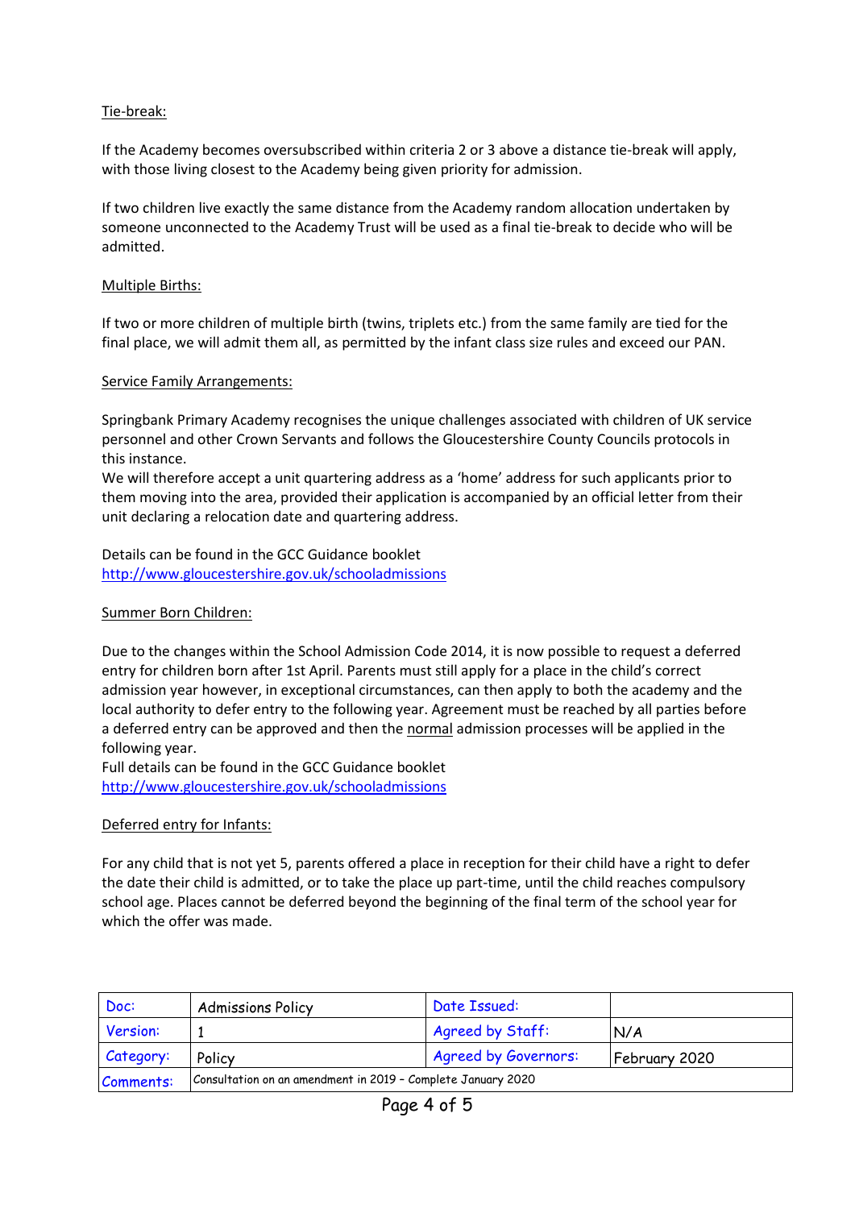Tie-break:

If the Academy becomes oversubscribed within criteria 2 or 3 above a distance tie-break will apply, with those living closest to the Academy being given priority for admission.

If two children live exactly the same distance from the Academy random allocation undertaken by someone unconnected to the Academy Trust will be used as a final tie-break to decide who will be admitted.

Multiple Births:

If two or more children of multiple birth (twins, triplets etc.) from the same family are tied for the final place, we will admit them all, as permitted by the infant class size rules and exceed our PAN.

Service Family Arrangements:

Springbank Primary Academy recognises the unique challenges associated with children of UK service personnel and other Crown Servants and follows the Gloucestershire County Councils protocols in this instance.
We will therefore accept a unit quartering address as a 'home' address for such applicants prior to them moving into the area, provided their application is accompanied by an official letter from their unit declaring a relocation date and quartering address.

Details can be found in the GCC Guidance booklet
http://www.gloucestershire.gov.uk/schooladmissions

Summer Born Children:

Due to the changes within the School Admission Code 2014, it is now possible to request a deferred entry for children born after 1st April. Parents must still apply for a place in the child's correct admission year however, in exceptional circumstances, can then apply to both the academy and the local authority to defer entry to the following year. Agreement must be reached by all parties before a deferred entry can be approved and then the normal admission processes will be applied in the following year.
Full details can be found in the GCC Guidance booklet
http://www.gloucestershire.gov.uk/schooladmissions

Deferred entry for Infants:

For any child that is not yet 5, parents offered a place in reception for their child have a right to defer the date their child is admitted, or to take the place up part-time, until the child reaches compulsory school age. Places cannot be deferred beyond the beginning of the final term of the school year for which the offer was made.

| Doc: | Admissions Policy | Date Issued: | |
|---|---|---|---|
| Version: | 1 | Agreed by Staff: | N/A |
| Category: | Policy | Agreed by Governors: | February 2020 |
| Comments: | Consultation on an amendment in 2019 - Complete January 2020 | | |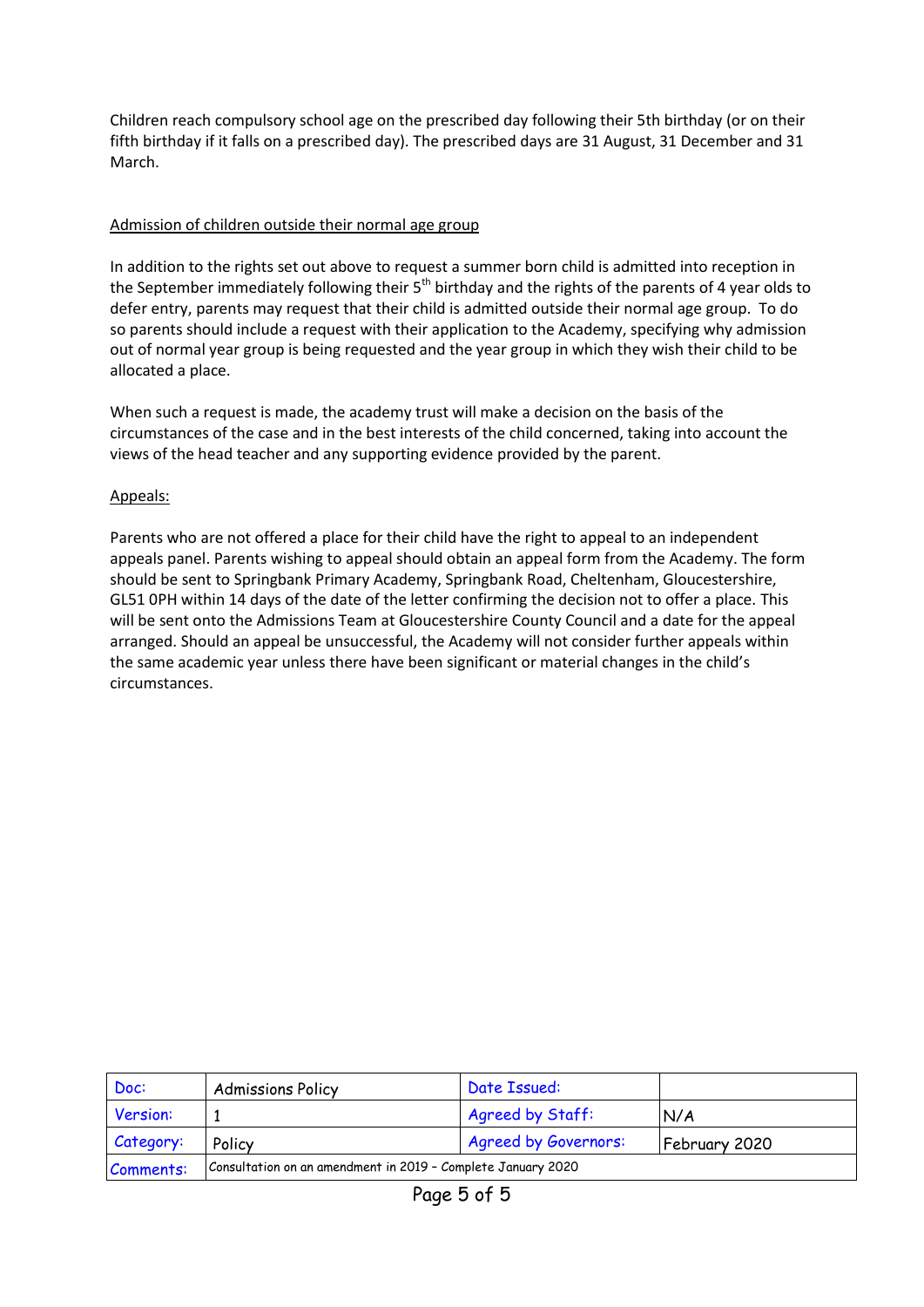Children reach compulsory school age on the prescribed day following their 5th birthday (or on their fifth birthday if it falls on a prescribed day). The prescribed days are 31 August, 31 December and 31 March.

<u>Admission of children outside their normal age group</u>

In addition to the rights set out above to request a summer born child is admitted into reception in the September immediately following their 5th birthday and the rights of the parents of 4 year olds to defer entry, parents may request that their child is admitted outside their normal age group. To do so parents should include a request with their application to the Academy, specifying why admission out of normal year group is being requested and the year group in which they wish their child to be allocated a place.

When such a request is made, the academy trust will make a decision on the basis of the circumstances of the case and in the best interests of the child concerned, taking into account the views of the head teacher and any supporting evidence provided by the parent.

<u>Appeals:</u>

Parents who are not offered a place for their child have the right to appeal to an independent appeals panel. Parents wishing to appeal should obtain an appeal form from the Academy. The form should be sent to Springbank Primary Academy, Springbank Road, Cheltenham, Gloucestershire, GL51 0PH within 14 days of the date of the letter confirming the decision not to offer a place. This will be sent onto the Admissions Team at Gloucestershire County Council and a date for the appeal arranged. Should an appeal be unsuccessful, the Academy will not consider further appeals within the same academic year unless there have been significant or material changes in the child's circumstances.

| | | | |
|---|---|---|---|
| Doc: | Admissions Policy | Date Issued: | |
| Version: | 1 | Agreed by Staff: | N/A |
| Category: | Policy | Agreed by Governors: | February 2020 |
| Comments: | Consultation on an amendment in 2019 – Complete January 2020 | | |